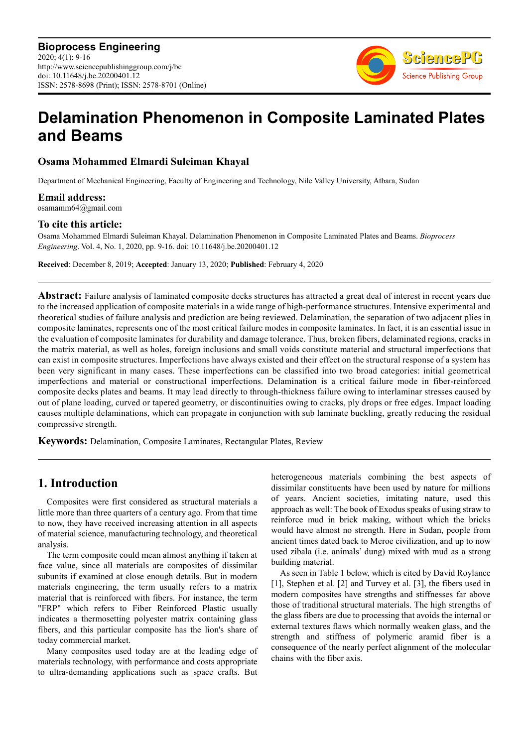# Delamination Phenomenon in Composite Laminated Plates and Beams

**Osama Mohammed Elmardi Suleiman Khayal**

Department of Mechanical Engineering, Faculty of Engineering and Technology, Nile Valley University, Atbara, Sudan

**Email address:**
osamamm64@gmail.com

**To cite this article:**
Osama Mohammed Elmardi Suleiman Khayal. Delamination Phenomenon in Composite Laminated Plates and Beams. *Bioprocess Engineering*. Vol. 4, No. 1, 2020, pp. 9-16. doi: 10.11648/j.be.20200401.12

**Received**: December 8, 2019; **Accepted**: January 13, 2020; **Published**: February 4, 2020

---

**Abstract:** Failure analysis of laminated composite decks structures has attracted a great deal of interest in recent years due to the increased application of composite materials in a wide range of high-performance structures. Intensive experimental and theoretical studies of failure analysis and prediction are being reviewed. Delamination, the separation of two adjacent plies in composite laminates, represents one of the most critical failure modes in composite laminates. In fact, it is an essential issue in the evaluation of composite laminates for durability and damage tolerance. Thus, broken fibers, delaminated regions, cracks in the matrix material, as well as holes, foreign inclusions and small voids constitute material and structural imperfections that can exist in composite structures. Imperfections have always existed and their effect on the structural response of a system has been very significant in many cases. These imperfections can be classified into two broad categories: initial geometrical imperfections and material or constructional imperfections. Delamination is a critical failure mode in fiber-reinforced composite decks plates and beams. It may lead directly to through-thickness failure owing to interlaminar stresses caused by out of plane loading, curved or tapered geometry, or discontinuities owing to cracks, ply drops or free edges. Impact loading causes multiple delaminations, which can propagate in conjunction with sub laminate buckling, greatly reducing the residual compressive strength.

**Keywords:** Delamination, Composite Laminates, Rectangular Plates, Review

---

## 1. Introduction

Composites were first considered as structural materials a little more than three quarters of a century ago. From that time to now, they have received increasing attention in all aspects of material science, manufacturing technology, and theoretical analysis.

The term composite could mean almost anything if taken at face value, since all materials are composites of dissimilar subunits if examined at close enough details. But in modern materials engineering, the term usually refers to a matrix material that is reinforced with fibers. For instance, the term "FRP" which refers to Fiber Reinforced Plastic usually indicates a thermosetting polyester matrix containing glass fibers, and this particular composite has the lion's share of today commercial market.

Many composites used today are at the leading edge of materials technology, with performance and costs appropriate to ultra-demanding applications such as space crafts. But heterogeneous materials combining the best aspects of dissimilar constituents have been used by nature for millions of years. Ancient societies, imitating nature, used this approach as well: The book of Exodus speaks of using straw to reinforce mud in brick making, without which the bricks would have almost no strength. Here in Sudan, people from ancient times dated back to Meroe civilization, and up to now used zibala (i.e. animals' dung) mixed with mud as a strong building material.

As seen in Table 1 below, which is cited by David Roylance [1], Stephen et al. [2] and Turvey et al. [3], the fibers used in modern composites have strengths and stiffnesses far above those of traditional structural materials. The high strengths of the glass fibers are due to processing that avoids the internal or external textures flaws which normally weaken glass, and the strength and stiffness of polymeric aramid fiber is a consequence of the nearly perfect alignment of the molecular chains with the fiber axis.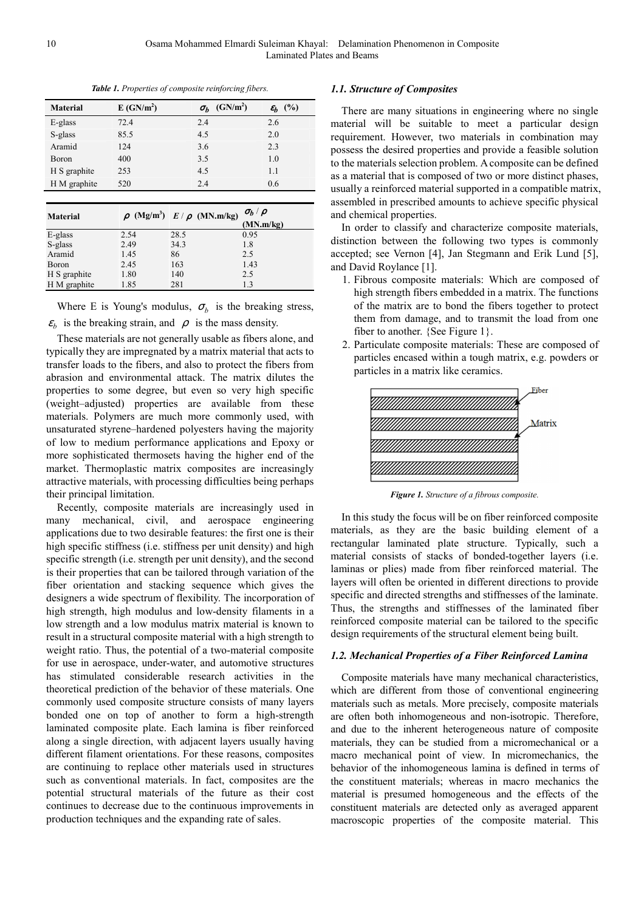*Table 1. Properties of composite reinforcing fibers.*

| Material | E ($GN/m^2$) | $\sigma_b$ ($GN/m^2$) | $\varepsilon_b$ (%) |
|---|---|---|---|
| E-glass | 72.4 | 2.4 | 2.6 |
| S-glass | 85.5 | 4.5 | 2.0 |
| Aramid | 124 | 3.6 | 2.3 |
| Boron | 400 | 3.5 | 1.0 |
| H S graphite | 253 | 4.5 | 1.1 |
| H M graphite | 520 | 2.4 | 0.6 |

| Material | $\rho$ ($Mg/m^3$) | $E/\rho$ (MN.m/kg) | $\sigma_b/\rho$ (MN.m/kg) |
|---|---|---|---|
| E-glass | 2.54 | 28.5 | 0.95 |
| S-glass | 2.49 | 34.3 | 1.8 |
| Aramid | 1.45 | 86 | 2.5 |
| Boron | 2.45 | 163 | 1.43 |
| H S graphite | 1.80 | 140 | 2.5 |
| H M graphite | 1.85 | 281 | 1.3 |

Where E is Young's modulus, $\sigma_b$ is the breaking stress, $\varepsilon_b$ is the breaking strain, and $\rho$ is the mass density.

These materials are not generally usable as fibers alone, and typically they are impregnated by a matrix material that acts to transfer loads to the fibers, and also to protect the fibers from abrasion and environmental attack. The matrix dilutes the properties to some degree, but even so very high specific (weight–adjusted) properties are available from these materials. Polymers are much more commonly used, with unsaturated styrene–hardened polyesters having the majority of low to medium performance applications and Epoxy or more sophisticated thermosets having the higher end of the market. Thermoplastic matrix composites are increasingly attractive materials, with processing difficulties being perhaps their principal limitation.

Recently, composite materials are increasingly used in many mechanical, civil, and aerospace engineering applications due to two desirable features: the first one is their high specific stiffness (i.e. stiffness per unit density) and high specific strength (i.e. strength per unit density), and the second is their properties that can be tailored through variation of the fiber orientation and stacking sequence which gives the designers a wide spectrum of flexibility. The incorporation of high strength, high modulus and low-density filaments in a low strength and a low modulus matrix material is known to result in a structural composite material with a high strength to weight ratio. Thus, the potential of a two-material composite for use in aerospace, under-water, and automotive structures has stimulated considerable research activities in the theoretical prediction of the behavior of these materials. One commonly used composite structure consists of many layers bonded one on top of another to form a high-strength laminated composite plate. Each lamina is fiber reinforced along a single direction, with adjacent layers usually having different filament orientations. For these reasons, composites are continuing to replace other materials used in structures such as conventional materials. In fact, composites are the potential structural materials of the future as their cost continues to decrease due to the continuous improvements in production techniques and the expanding rate of sales.

### 1.1. Structure of Composites

There are many situations in engineering where no single material will be suitable to meet a particular design requirement. However, two materials in combination may possess the desired properties and provide a feasible solution to the materials selection problem. A composite can be defined as a material that is composed of two or more distinct phases, usually a reinforced material supported in a compatible matrix, assembled in prescribed amounts to achieve specific physical and chemical properties.

In order to classify and characterize composite materials, distinction between the following two types is commonly accepted; see Vernon [4], Jan Stegmann and Erik Lund [5], and David Roylance [1].

1. Fibrous composite materials: Which are composed of high strength fibers embedded in a matrix. The functions of the matrix are to bond the fibers together to protect them from damage, and to transmit the load from one fiber to another. {See Figure 1}.
2. Particulate composite materials: These are composed of particles encased within a tough matrix, e.g. powders or particles in a matrix like ceramics.

Fiber

Matrix

*Figure 1. Structure of a fibrous composite.*

In this study the focus will be on fiber reinforced composite materials, as they are the basic building element of a rectangular laminated plate structure. Typically, such a material consists of stacks of bonded-together layers (i.e. laminas or plies) made from fiber reinforced material. The layers will often be oriented in different directions to provide specific and directed strengths and stiffnesses of the laminate. Thus, the strengths and stiffnesses of the laminated fiber reinforced composite material can be tailored to the specific design requirements of the structural element being built.

### 1.2. Mechanical Properties of a Fiber Reinforced Lamina

Composite materials have many mechanical characteristics, which are different from those of conventional engineering materials such as metals. More precisely, composite materials are often both inhomogeneous and non-isotropic. Therefore, and due to the inherent heterogeneous nature of composite materials, they can be studied from a micromechanical or a macro mechanical point of view. In micromechanics, the behavior of the inhomogeneous lamina is defined in terms of the constituent materials; whereas in macro mechanics the material is presumed homogeneous and the effects of the constituent materials are detected only as averaged apparent macroscopic properties of the composite material. This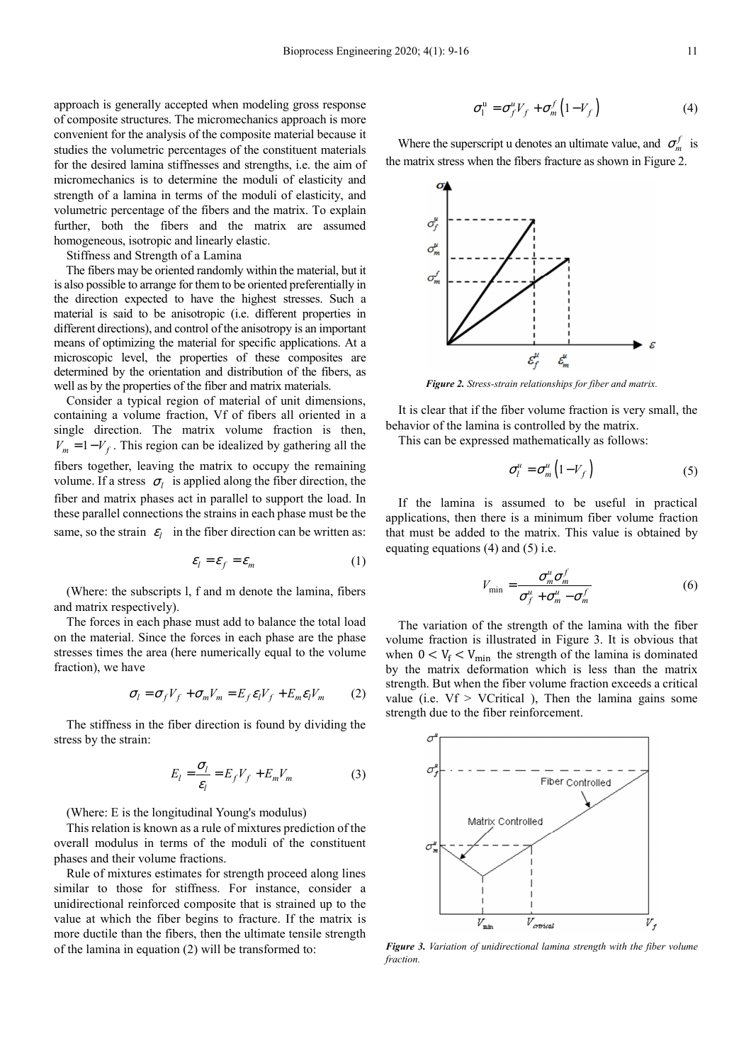approach is generally accepted when modeling gross response of composite structures. The micromechanics approach is more convenient for the analysis of the composite material because it studies the volumetric percentages of the constituent materials for the desired lamina stiffnesses and strengths, i.e. the aim of micromechanics is to determine the moduli of elasticity and strength of a lamina in terms of the moduli of elasticity, and volumetric percentage of the fibers and the matrix. To explain further, both the fibers and the matrix are assumed homogeneous, isotropic and linearly elastic.

Stiffness and Strength of a Lamina

The fibers may be oriented randomly within the material, but it is also possible to arrange for them to be oriented preferentially in the direction expected to have the highest stresses. Such a material is said to be anisotropic (i.e. different properties in different directions), and control of the anisotropy is an important means of optimizing the material for specific applications. At a microscopic level, the properties of these composites are determined by the orientation and distribution of the fibers, as well as by the properties of the fiber and matrix materials.

Consider a typical region of material of unit dimensions, containing a volume fraction, Vf of fibers all oriented in a single direction. The matrix volume fraction is then, $V_m = 1 - V_f$. This region can be idealized by gathering all the fibers together, leaving the matrix to occupy the remaining volume. If a stress $\sigma_l$ is applied along the fiber direction, the fiber and matrix phases act in parallel to support the load. In these parallel connections the strains in each phase must be the same, so the strain $\varepsilon_l$ in the fiber direction can be written as:

$$\varepsilon_l = \varepsilon_f = \varepsilon_m \tag{1}$$

(Where: the subscripts l, f and m denote the lamina, fibers and matrix respectively).

The forces in each phase must add to balance the total load on the material. Since the forces in each phase are the phase stresses times the area (here numerically equal to the volume fraction), we have

$$\sigma_l = \sigma_f V_f + \sigma_m V_m = E_f \varepsilon_l V_f + E_m \varepsilon_l V_m \tag{2}$$

The stiffness in the fiber direction is found by dividing the stress by the strain:

$$E_l = \frac{\sigma_l}{\varepsilon_l} = E_f V_f + E_m V_m \tag{3}$$

(Where: E is the longitudinal Young's modulus)

This relation is known as a rule of mixtures prediction of the overall modulus in terms of the moduli of the constituent phases and their volume fractions.

Rule of mixtures estimates for strength proceed along lines similar to those for stiffness. For instance, consider a unidirectional reinforced composite that is strained up to the value at which the fiber begins to fracture. If the matrix is more ductile than the fibers, then the ultimate tensile strength of the lamina in equation (2) will be transformed to:

$$\sigma_l^u = \sigma_f^u V_f + \sigma_m^f \left(1 - V_f\right) \tag{4}$$

Where the superscript u denotes an ultimate value, and $\sigma_m^f$ is the matrix stress when the fibers fracture as shown in Figure 2.

*Figure 2. Stress-strain relationships for fiber and matrix.*

It is clear that if the fiber volume fraction is very small, the behavior of the lamina is controlled by the matrix.

This can be expressed mathematically as follows:

$$\sigma_l^u = \sigma_m^u \left(1 - V_f\right) \tag{5}$$

If the lamina is assumed to be useful in practical applications, then there is a minimum fiber volume fraction that must be added to the matrix. This value is obtained by equating equations (4) and (5) i.e.

$$V_{\min} = \frac{\sigma_m^u \sigma_m^f}{\sigma_f^u + \sigma_m^u - \sigma_m^f} \tag{6}$$

The variation of the strength of the lamina with the fiber volume fraction is illustrated in Figure 3. It is obvious that when $0 < V_f < V_{\min}$ the strength of the lamina is dominated by the matrix deformation which is less than the matrix strength. But when the fiber volume fraction exceeds a critical value (i.e. $V_f > V_{Critical}$ ), Then the lamina gains some strength due to the fiber reinforcement.

*Figure 3. Variation of unidirectional lamina strength with the fiber volume fraction.*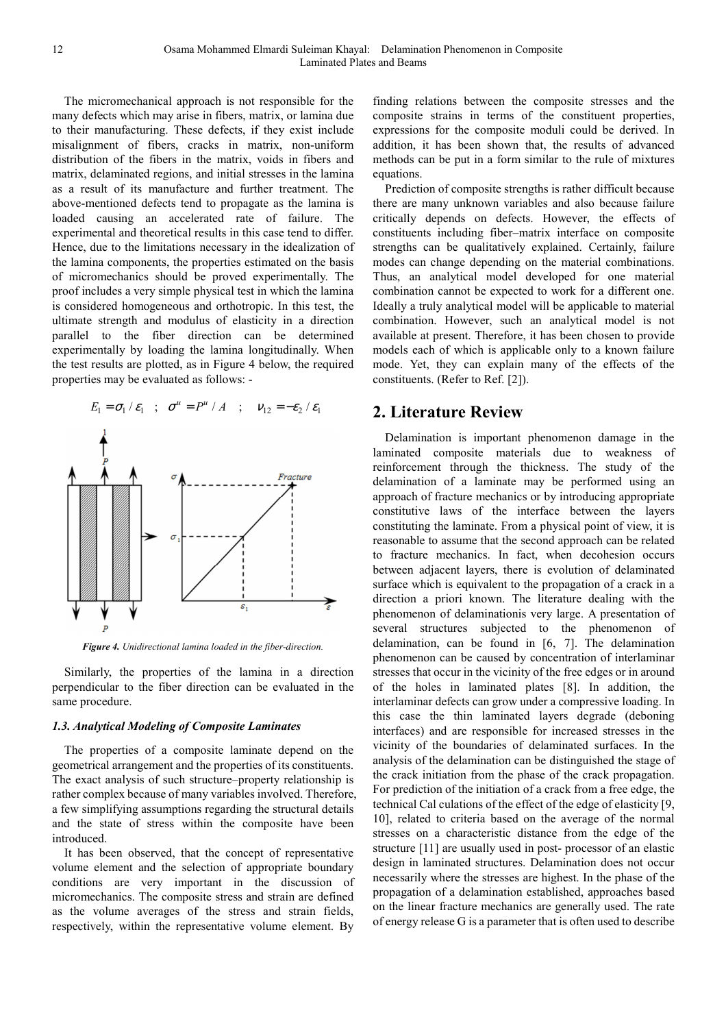The micromechanical approach is not responsible for the many defects which may arise in fibers, matrix, or lamina due to their manufacturing. These defects, if they exist include misalignment of fibers, cracks in matrix, non-uniform distribution of the fibers in the matrix, voids in fibers and matrix, delaminated regions, and initial stresses in the lamina as a result of its manufacture and further treatment. The above-mentioned defects tend to propagate as the lamina is loaded causing an accelerated rate of failure. The experimental and theoretical results in this case tend to differ. Hence, due to the limitations necessary in the idealization of the lamina components, the properties estimated on the basis of micromechanics should be proved experimentally. The proof includes a very simple physical test in which the lamina is considered homogeneous and orthotropic. In this test, the ultimate strength and modulus of elasticity in a direction parallel to the fiber direction can be determined experimentally by loading the lamina longitudinally. When the test results are plotted, as in Figure 4 below, the required properties may be evaluated as follows: -

$$E_1 = \sigma_1 / \varepsilon_1 \quad ; \quad \sigma^u = P^u / A \quad ; \quad \nu_{12} = -\varepsilon_2 / \varepsilon_1$$

*Figure 4. Unidirectional lamina loaded in the fiber-direction.*

Similarly, the properties of the lamina in a direction perpendicular to the fiber direction can be evaluated in the same procedure.

### *1.3. Analytical Modeling of Composite Laminates*

The properties of a composite laminate depend on the geometrical arrangement and the properties of its constituents. The exact analysis of such structure–property relationship is rather complex because of many variables involved. Therefore, a few simplifying assumptions regarding the structural details and the state of stress within the composite have been introduced.

It has been observed, that the concept of representative volume element and the selection of appropriate boundary conditions are very important in the discussion of micromechanics. The composite stress and strain are defined as the volume averages of the stress and strain fields, respectively, within the representative volume element. By finding relations between the composite stresses and the composite strains in terms of the constituent properties, expressions for the composite moduli could be derived. In addition, it has been shown that, the results of advanced methods can be put in a form similar to the rule of mixtures equations.

Prediction of composite strengths is rather difficult because there are many unknown variables and also because failure critically depends on defects. However, the effects of constituents including fiber–matrix interface on composite strengths can be qualitatively explained. Certainly, failure modes can change depending on the material combinations. Thus, an analytical model developed for one material combination cannot be expected to work for a different one. Ideally a truly analytical model will be applicable to material combination. However, such an analytical model is not available at present. Therefore, it has been chosen to provide models each of which is applicable only to a known failure mode. Yet, they can explain many of the effects of the constituents. (Refer to Ref. [2]).

## 2. Literature Review

Delamination is important phenomenon damage in the laminated composite materials due to weakness of reinforcement through the thickness. The study of the delamination of a laminate may be performed using an approach of fracture mechanics or by introducing appropriate constitutive laws of the interface between the layers constituting the laminate. From a physical point of view, it is reasonable to assume that the second approach can be related to fracture mechanics. In fact, when decohesion occurs between adjacent layers, there is evolution of delaminated surface which is equivalent to the propagation of a crack in a direction a priori known. The literature dealing with the phenomenon of delaminationis very large. A presentation of several structures subjected to the phenomenon of delamination, can be found in [6, 7]. The delamination phenomenon can be caused by concentration of interlaminar stresses that occur in the vicinity of the free edges or in around of the holes in laminated plates [8]. In addition, the interlaminar defects can grow under a compressive loading. In this case the thin laminated layers degrade (deboning interfaces) and are responsible for increased stresses in the vicinity of the boundaries of delaminated surfaces. In the analysis of the delamination can be distinguished the stage of the crack initiation from the phase of the crack propagation. For prediction of the initiation of a crack from a free edge, the technical Cal culations of the effect of the edge of elasticity [9, 10], related to criteria based on the average of the normal stresses on a characteristic distance from the edge of the structure [11] are usually used in post- processor of an elastic design in laminated structures. Delamination does not occur necessarily where the stresses are highest. In the phase of the propagation of a delamination established, approaches based on the linear fracture mechanics are generally used. The rate of energy release G is a parameter that is often used to describe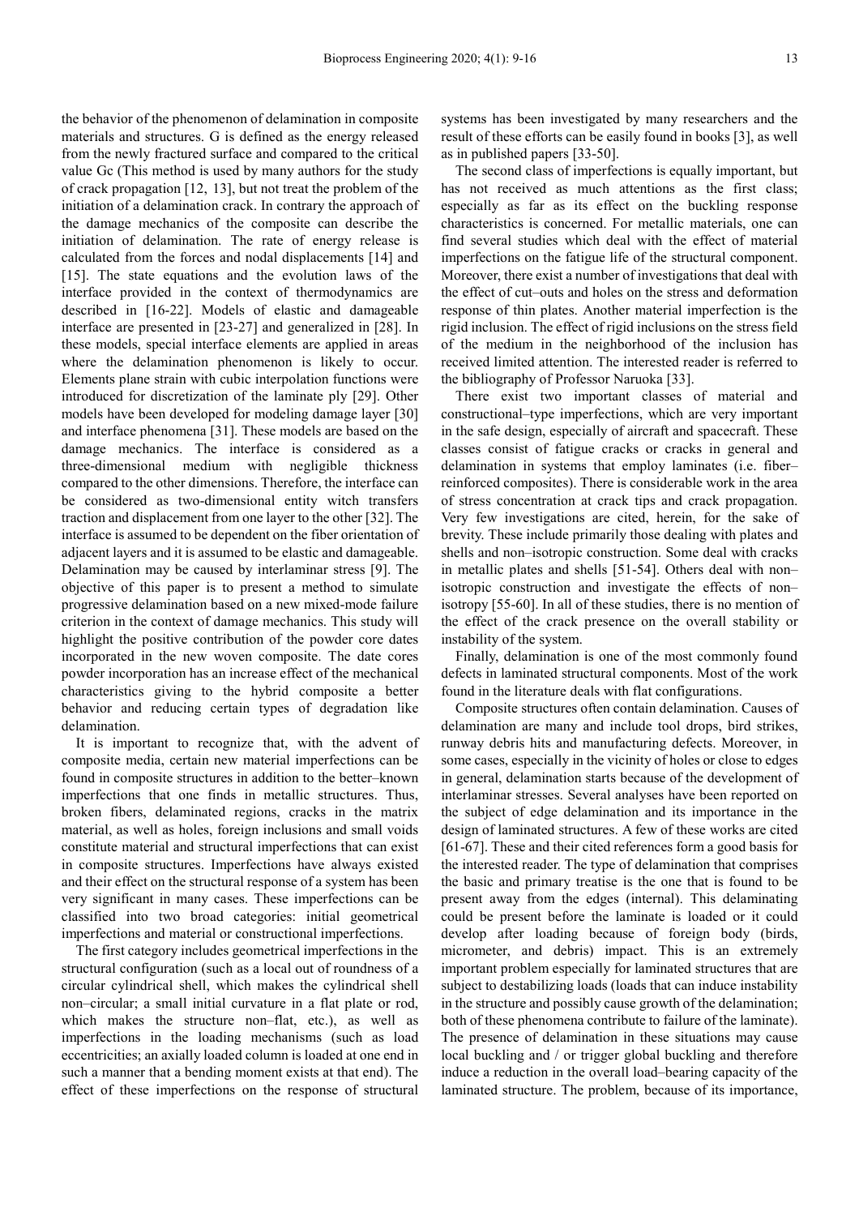the behavior of the phenomenon of delamination in composite materials and structures. G is defined as the energy released from the newly fractured surface and compared to the critical value Gc (This method is used by many authors for the study of crack propagation [12, 13], but not treat the problem of the initiation of a delamination crack. In contrary the approach of the damage mechanics of the composite can describe the initiation of delamination. The rate of energy release is calculated from the forces and nodal displacements [14] and [15]. The state equations and the evolution laws of the interface provided in the context of thermodynamics are described in [16-22]. Models of elastic and damageable interface are presented in [23-27] and generalized in [28]. In these models, special interface elements are applied in areas where the delamination phenomenon is likely to occur. Elements plane strain with cubic interpolation functions were introduced for discretization of the laminate ply [29]. Other models have been developed for modeling damage layer [30] and interface phenomena [31]. These models are based on the damage mechanics. The interface is considered as a three-dimensional medium with negligible thickness compared to the other dimensions. Therefore, the interface can be considered as two-dimensional entity witch transfers traction and displacement from one layer to the other [32]. The interface is assumed to be dependent on the fiber orientation of adjacent layers and it is assumed to be elastic and damageable. Delamination may be caused by interlaminar stress [9]. The objective of this paper is to present a method to simulate progressive delamination based on a new mixed-mode failure criterion in the context of damage mechanics. This study will highlight the positive contribution of the powder core dates incorporated in the new woven composite. The date cores powder incorporation has an increase effect of the mechanical characteristics giving to the hybrid composite a better behavior and reducing certain types of degradation like delamination.

It is important to recognize that, with the advent of composite media, certain new material imperfections can be found in composite structures in addition to the better–known imperfections that one finds in metallic structures. Thus, broken fibers, delaminated regions, cracks in the matrix material, as well as holes, foreign inclusions and small voids constitute material and structural imperfections that can exist in composite structures. Imperfections have always existed and their effect on the structural response of a system has been very significant in many cases. These imperfections can be classified into two broad categories: initial geometrical imperfections and material or constructional imperfections.

The first category includes geometrical imperfections in the structural configuration (such as a local out of roundness of a circular cylindrical shell, which makes the cylindrical shell non–circular; a small initial curvature in a flat plate or rod, which makes the structure non–flat, etc.), as well as imperfections in the loading mechanisms (such as load eccentricities; an axially loaded column is loaded at one end in such a manner that a bending moment exists at that end). The effect of these imperfections on the response of structural systems has been investigated by many researchers and the result of these efforts can be easily found in books [3], as well as in published papers [33-50].

The second class of imperfections is equally important, but has not received as much attentions as the first class; especially as far as its effect on the buckling response characteristics is concerned. For metallic materials, one can find several studies which deal with the effect of material imperfections on the fatigue life of the structural component. Moreover, there exist a number of investigations that deal with the effect of cut–outs and holes on the stress and deformation response of thin plates. Another material imperfection is the rigid inclusion. The effect of rigid inclusions on the stress field of the medium in the neighborhood of the inclusion has received limited attention. The interested reader is referred to the bibliography of Professor Naruoka [33].

There exist two important classes of material and constructional–type imperfections, which are very important in the safe design, especially of aircraft and spacecraft. These classes consist of fatigue cracks or cracks in general and delamination in systems that employ laminates (i.e. fiber–reinforced composites). There is considerable work in the area of stress concentration at crack tips and crack propagation. Very few investigations are cited, herein, for the sake of brevity. These include primarily those dealing with plates and shells and non–isotropic construction. Some deal with cracks in metallic plates and shells [51-54]. Others deal with non–isotropic construction and investigate the effects of non–isotropy [55-60]. In all of these studies, there is no mention of the effect of the crack presence on the overall stability or instability of the system.

Finally, delamination is one of the most commonly found defects in laminated structural components. Most of the work found in the literature deals with flat configurations.

Composite structures often contain delamination. Causes of delamination are many and include tool drops, bird strikes, runway debris hits and manufacturing defects. Moreover, in some cases, especially in the vicinity of holes or close to edges in general, delamination starts because of the development of interlaminar stresses. Several analyses have been reported on the subject of edge delamination and its importance in the design of laminated structures. A few of these works are cited [61-67]. These and their cited references form a good basis for the interested reader. The type of delamination that comprises the basic and primary treatise is the one that is found to be present away from the edges (internal). This delaminating could be present before the laminate is loaded or it could develop after loading because of foreign body (birds, micrometer, and debris) impact. This is an extremely important problem especially for laminated structures that are subject to destabilizing loads (loads that can induce instability in the structure and possibly cause growth of the delamination; both of these phenomena contribute to failure of the laminate). The presence of delamination in these situations may cause local buckling and / or trigger global buckling and therefore induce a reduction in the overall load–bearing capacity of the laminated structure. The problem, because of its importance,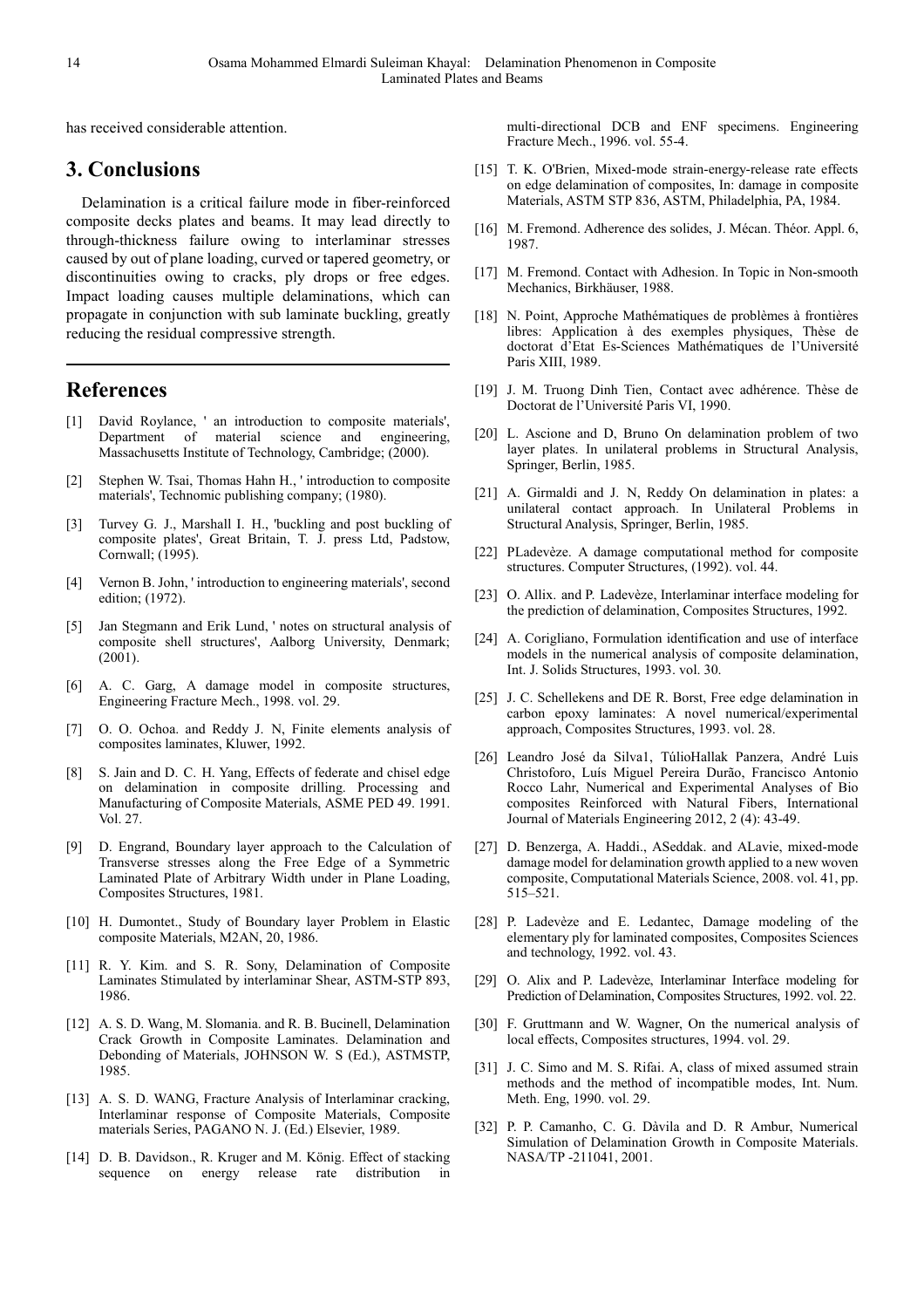has received considerable attention.

## 3. Conclusions

Delamination is a critical failure mode in fiber-reinforced composite decks plates and beams. It may lead directly to through-thickness failure owing to interlaminar stresses caused by out of plane loading, curved or tapered geometry, or discontinuities owing to cracks, ply drops or free edges. Impact loading causes multiple delaminations, which can propagate in conjunction with sub laminate buckling, greatly reducing the residual compressive strength.

## References

[1] David Roylance, ' an introduction to composite materials', Department of material science and engineering, Massachusetts Institute of Technology, Cambridge; (2000).

[2] Stephen W. Tsai, Thomas Hahn H., ' introduction to composite materials', Technomic publishing company; (1980).

[3] Turvey G. J., Marshall I. H., 'buckling and post buckling of composite plates', Great Britain, T. J. press Ltd, Padstow, Cornwall; (1995).

[4] Vernon B. John, ' introduction to engineering materials', second edition; (1972).

[5] Jan Stegmann and Erik Lund, ' notes on structural analysis of composite shell structures', Aalborg University, Denmark; (2001).

[6] A. C. Garg, A damage model in composite structures, Engineering Fracture Mech., 1998. vol. 29.

[7] O. O. Ochoa. and Reddy J. N, Finite elements analysis of composites laminates, Kluwer, 1992.

[8] S. Jain and D. C. H. Yang, Effects of federate and chisel edge on delamination in composite drilling. Processing and Manufacturing of Composite Materials, ASME PED 49. 1991. Vol. 27.

[9] D. Engrand, Boundary layer approach to the Calculation of Transverse stresses along the Free Edge of a Symmetric Laminated Plate of Arbitrary Width under in Plane Loading, Composites Structures, 1981.

[10] H. Dumontet., Study of Boundary layer Problem in Elastic composite Materials, M2AN, 20, 1986.

[11] R. Y. Kim. and S. R. Sony, Delamination of Composite Laminates Stimulated by interlaminar Shear, ASTM-STP 893, 1986.

[12] A. S. D. Wang, M. Slomania. and R. B. Bucinell, Delamination Crack Growth in Composite Laminates. Delamination and Debonding of Materials, JOHNSON W. S (Ed.), ASTMSTP, 1985.

[13] A. S. D. WANG, Fracture Analysis of Interlaminar cracking, Interlaminar response of Composite Materials, Composite materials Series, PAGANO N. J. (Ed.) Elsevier, 1989.

[14] D. B. Davidson., R. Kruger and M. König. Effect of stacking sequence on energy release rate distribution in multi-directional DCB and ENF specimens. Engineering Fracture Mech., 1996. vol. 55-4.

[15] T. K. O'Brien, Mixed-mode strain-energy-release rate effects on edge delamination of composites, In: damage in composite Materials, ASTM STP 836, ASTM, Philadelphia, PA, 1984.

[16] M. Fremond. Adherence des solides, J. Mécan. Théor. Appl. 6, 1987.

[17] M. Fremond. Contact with Adhesion. In Topic in Non-smooth Mechanics, Birkhäuser, 1988.

[18] N. Point, Approche Mathématiques de problèmes à frontières libres: Application à des exemples physiques, Thèse de doctorat d'Etat Es-Sciences Mathématiques de l'Université Paris XIII, 1989.

[19] J. M. Truong Dinh Tien, Contact avec adhérence. Thèse de Doctorat de l'Université Paris VI, 1990.

[20] L. Ascione and D, Bruno On delamination problem of two layer plates. In unilateral problems in Structural Analysis, Springer, Berlin, 1985.

[21] A. Girmaldi and J. N, Reddy On delamination in plates: a unilateral contact approach. In Unilateral Problems in Structural Analysis, Springer, Berlin, 1985.

[22] PLadevèze. A damage computational method for composite structures. Computer Structures, (1992). vol. 44.

[23] O. Allix. and P. Ladevèze, Interlaminar interface modeling for the prediction of delamination, Composites Structures, 1992.

[24] A. Corigliano, Formulation identification and use of interface models in the numerical analysis of composite delamination, Int. J. Solids Structures, 1993. vol. 30.

[25] J. C. Schellekens and DE R. Borst, Free edge delamination in carbon epoxy laminates: A novel numerical/experimental approach, Composites Structures, 1993. vol. 28.

[26] Leandro José da Silva1, TúlioHallak Panzera, André Luis Christoforo, Luís Miguel Pereira Durão, Francisco Antonio Rocco Lahr, Numerical and Experimental Analyses of Bio composites Reinforced with Natural Fibers, International Journal of Materials Engineering 2012, 2 (4): 43-49.

[27] D. Benzerga, A. Haddi., ASeddak. and ALavie, mixed-mode damage model for delamination growth applied to a new woven composite, Computational Materials Science, 2008. vol. 41, pp. 515–521.

[28] P. Ladevèze and E. Ledantec, Damage modeling of the elementary ply for laminated composites, Composites Sciences and technology, 1992. vol. 43.

[29] O. Alix and P. Ladevèze, Interlaminar Interface modeling for Prediction of Delamination, Composites Structures, 1992. vol. 22.

[30] F. Gruttmann and W. Wagner, On the numerical analysis of local effects, Composites structures, 1994. vol. 29.

[31] J. C. Simo and M. S. Rifai. A, class of mixed assumed strain methods and the method of incompatible modes, Int. Num. Meth. Eng, 1990. vol. 29.

[32] P. P. Camanho, C. G. Dàvila and D. R Ambur, Numerical Simulation of Delamination Growth in Composite Materials. NASA/TP -211041, 2001.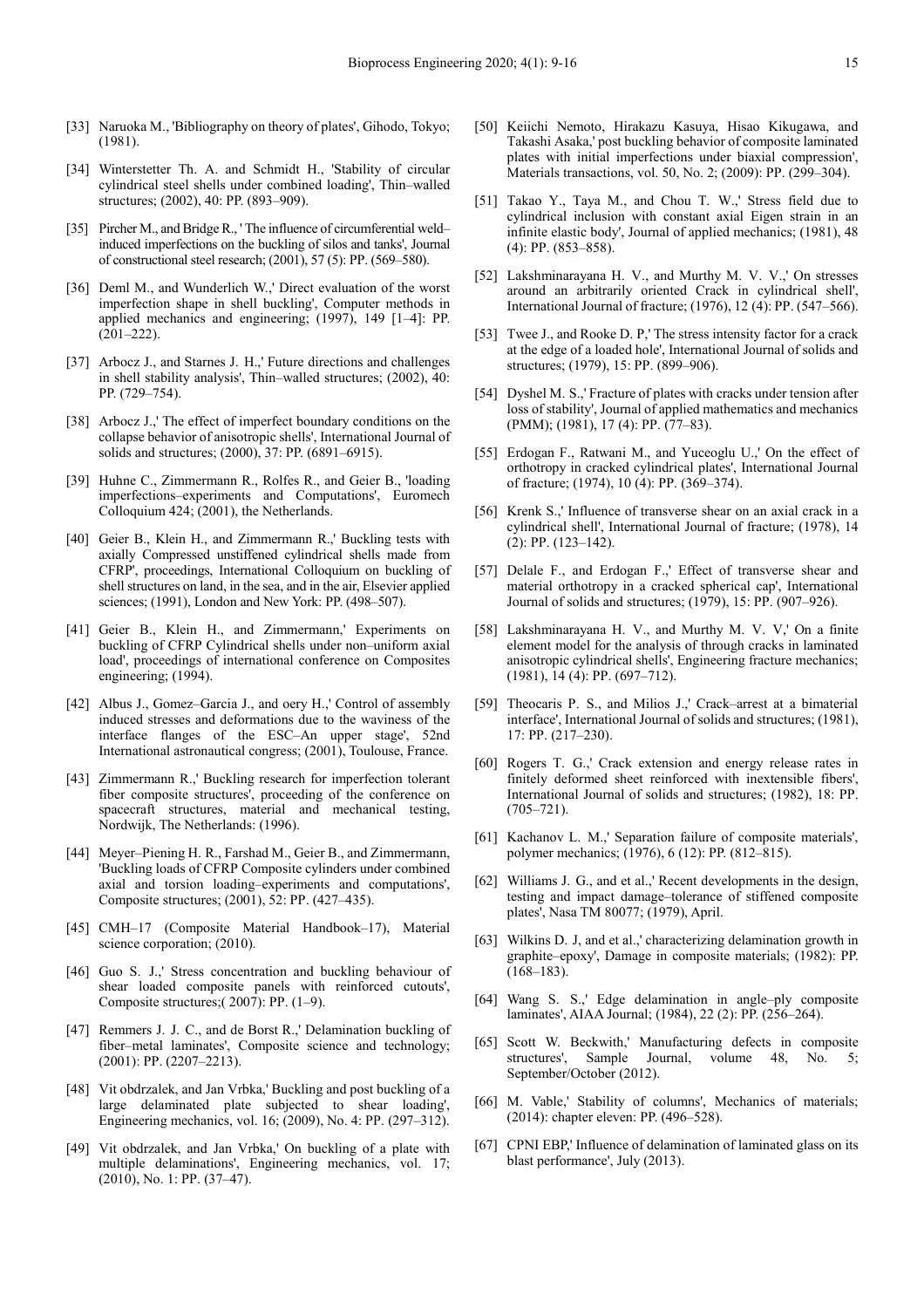[33] Naruoka M., 'Bibliography on theory of plates', Gihodo, Tokyo; (1981).

[34] Winterstetter Th. A. and Schmidt H., 'Stability of circular cylindrical steel shells under combined loading', Thin–walled structures; (2002), 40: PP. (893–909).

[35] Pircher M., and Bridge R., ' The influence of circumferential weld–induced imperfections on the buckling of silos and tanks', Journal of constructional steel research; (2001), 57 (5): PP. (569–580).

[36] Deml M., and Wunderlich W.,' Direct evaluation of the worst imperfection shape in shell buckling', Computer methods in applied mechanics and engineering; (1997), 149 [1–4]: PP. (201–222).

[37] Arbocz J., and Starnes J. H.,' Future directions and challenges in shell stability analysis', Thin–walled structures; (2002), 40: PP. (729–754).

[38] Arbocz J.,' The effect of imperfect boundary conditions on the collapse behavior of anisotropic shells', International Journal of solids and structures; (2000), 37: PP. (6891–6915).

[39] Huhne C., Zimmermann R., Rolfes R., and Geier B., 'loading imperfections–experiments and Computations', Euromech Colloquium 424; (2001), the Netherlands.

[40] Geier B., Klein H., and Zimmermann R.,' Buckling tests with axially Compressed unstiffened cylindrical shells made from CFRP', proceedings, International Colloquium on buckling of shell structures on land, in the sea, and in the air, Elsevier applied sciences; (1991), London and New York: PP. (498–507).

[41] Geier B., Klein H., and Zimmermann,' Experiments on buckling of CFRP Cylindrical shells under non–uniform axial load', proceedings of international conference on Composites engineering; (1994).

[42] Albus J., Gomez–Garcia J., and oery H.,' Control of assembly induced stresses and deformations due to the waviness of the interface flanges of the ESC–An upper stage', 52nd International astronautical congress; (2001), Toulouse, France.

[43] Zimmermann R.,' Buckling research for imperfection tolerant fiber composite structures', proceeding of the conference on spacecraft structures, material and mechanical testing, Nordwijk, The Netherlands: (1996).

[44] Meyer–Piening H. R., Farshad M., Geier B., and Zimmermann, 'Buckling loads of CFRP Composite cylinders under combined axial and torsion loading–experiments and computations', Composite structures; (2001), 52: PP. (427–435).

[45] CMH–17 (Composite Material Handbook–17), Material science corporation; (2010).

[46] Guo S. J.,' Stress concentration and buckling behaviour of shear loaded composite panels with reinforced cutouts', Composite structures;( 2007): PP. (1–9).

[47] Remmers J. J. C., and de Borst R.,' Delamination buckling of fiber–metal laminates', Composite science and technology; (2001): PP. (2207–2213).

[48] Vit obdrzalek, and Jan Vrbka,' Buckling and post buckling of a large delaminated plate subjected to shear loading', Engineering mechanics, vol. 16; (2009), No. 4: PP. (297–312).

[49] Vit obdrzalek, and Jan Vrbka,' On buckling of a plate with multiple delaminations', Engineering mechanics, vol. 17; (2010), No. 1: PP. (37–47).

[50] Keiichi Nemoto, Hirakazu Kasuya, Hisao Kikugawa, and Takashi Asaka,' post buckling behavior of composite laminated plates with initial imperfections under biaxial compression', Materials transactions, vol. 50, No. 2; (2009): PP. (299–304).

[51] Takao Y., Taya M., and Chou T. W.,' Stress field due to cylindrical inclusion with constant axial Eigen strain in an infinite elastic body', Journal of applied mechanics; (1981), 48 (4): PP. (853–858).

[52] Lakshminarayana H. V., and Murthy M. V. V.,' On stresses around an arbitrarily oriented Crack in cylindrical shell', International Journal of fracture; (1976), 12 (4): PP. (547–566).

[53] Twee J., and Rooke D. P,' The stress intensity factor for a crack at the edge of a loaded hole', International Journal of solids and structures; (1979), 15: PP. (899–906).

[54] Dyshel M. S.,' Fracture of plates with cracks under tension after loss of stability', Journal of applied mathematics and mechanics (PMM); (1981), 17 (4): PP. (77–83).

[55] Erdogan F., Ratwani M., and Yuceoglu U.,' On the effect of orthotropy in cracked cylindrical plates', International Journal of fracture; (1974), 10 (4): PP. (369–374).

[56] Krenk S.,' Influence of transverse shear on an axial crack in a cylindrical shell', International Journal of fracture; (1978), 14 (2): PP. (123–142).

[57] Delale F., and Erdogan F.,' Effect of transverse shear and material orthotropy in a cracked spherical cap', International Journal of solids and structures; (1979), 15: PP. (907–926).

[58] Lakshminarayana H. V., and Murthy M. V. V,' On a finite element model for the analysis of through cracks in laminated anisotropic cylindrical shells', Engineering fracture mechanics; (1981), 14 (4): PP. (697–712).

[59] Theocaris P. S., and Milios J.,' Crack–arrest at a bimaterial interface', International Journal of solids and structures; (1981), 17: PP. (217–230).

[60] Rogers T. G.,' Crack extension and energy release rates in finitely deformed sheet reinforced with inextensible fibers', International Journal of solids and structures; (1982), 18: PP. (705–721).

[61] Kachanov L. M.,' Separation failure of composite materials', polymer mechanics; (1976), 6 (12): PP. (812–815).

[62] Williams J. G., and et al.,' Recent developments in the design, testing and impact damage–tolerance of stiffened composite plates', Nasa TM 80077; (1979), April.

[63] Wilkins D. J, and et al.,' characterizing delamination growth in graphite–epoxy', Damage in composite materials; (1982): PP. (168–183).

[64] Wang S. S.,' Edge delamination in angle–ply composite laminates', AIAA Journal; (1984), 22 (2): PP. (256–264).

[65] Scott W. Beckwith,' Manufacturing defects in composite structures', Sample Journal, volume 48, No. 5; September/October (2012).

[66] M. Vable,' Stability of columns', Mechanics of materials; (2014): chapter eleven: PP. (496–528).

[67] CPNI EBP,' Influence of delamination of laminated glass on its blast performance', July (2013).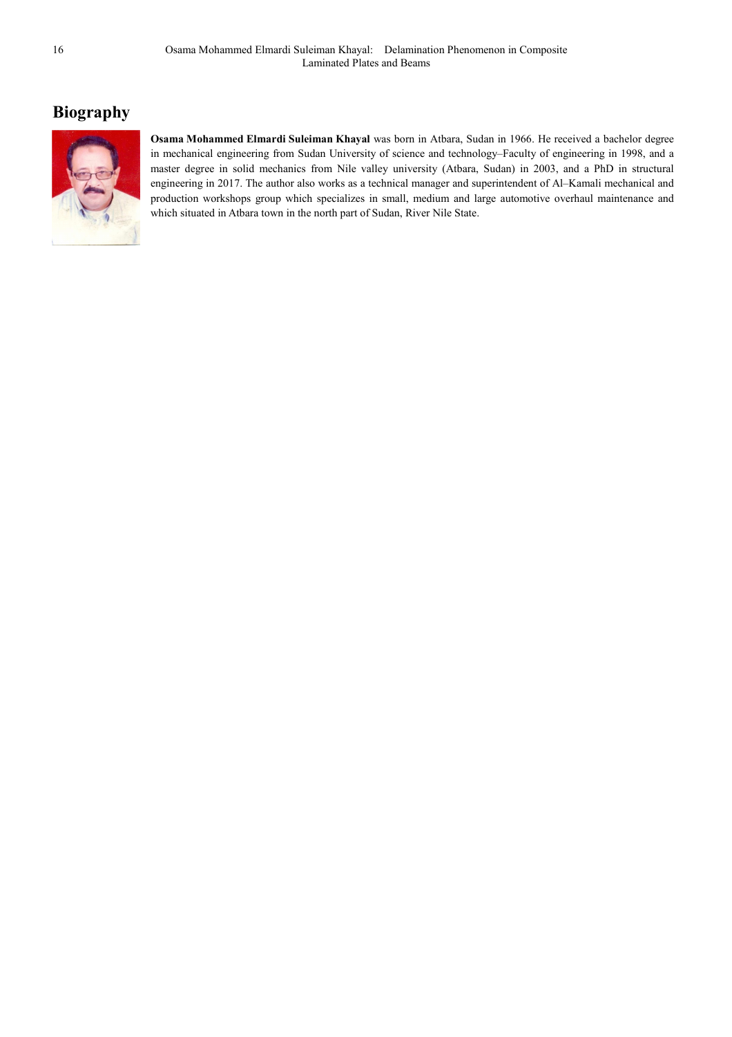## Biography

**Osama Mohammed Elmardi Suleiman Khayal** was born in Atbara, Sudan in 1966. He received a bachelor degree in mechanical engineering from Sudan University of science and technology–Faculty of engineering in 1998, and a master degree in solid mechanics from Nile valley university (Atbara, Sudan) in 2003, and a PhD in structural engineering in 2017. The author also works as a technical manager and superintendent of Al–Kamali mechanical and production workshops group which specializes in small, medium and large automotive overhaul maintenance and which situated in Atbara town in the north part of Sudan, River Nile State.